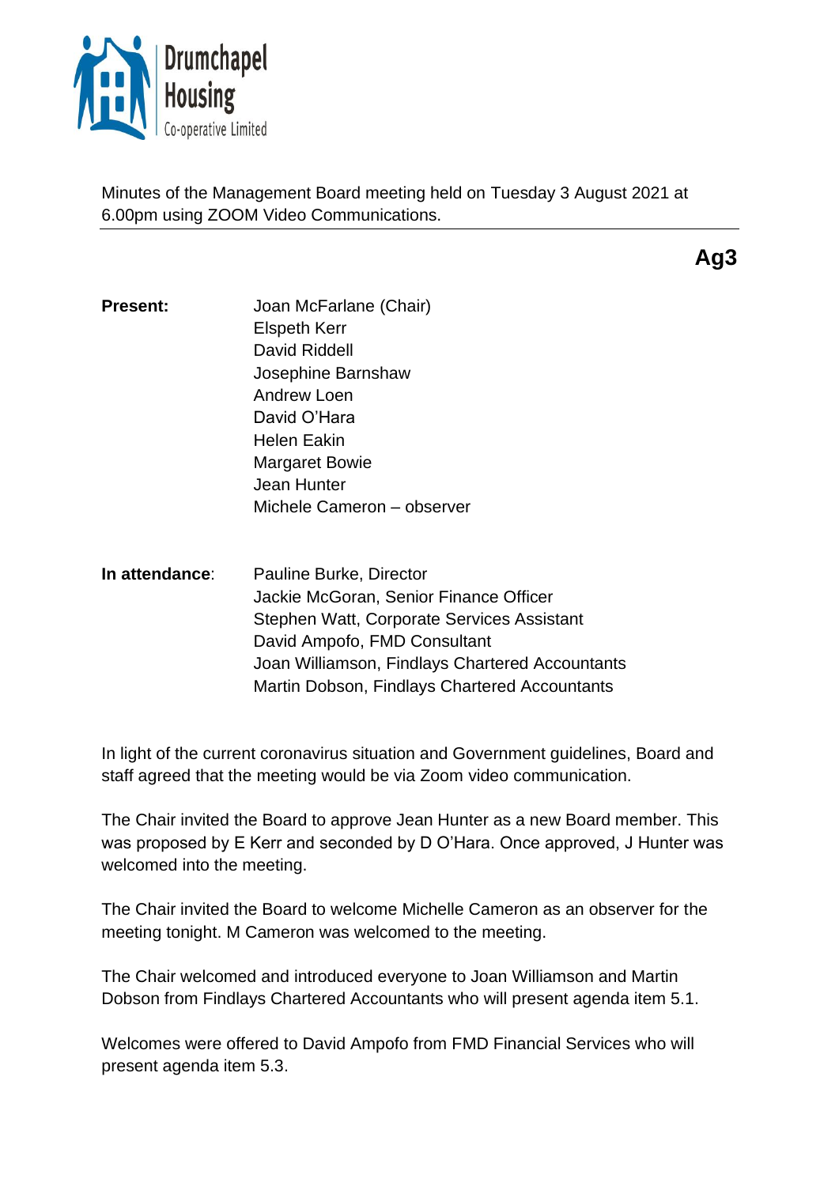Drumchapel Housing
Co-operative Limited

Minutes of the Management Board meeting held on Tuesday 3 August 2021 at 6.00pm using ZOOM Video Communications.

**Ag3**

**Present:**

Joan McFarlane (Chair)
Elspeth Kerr
David Riddell
Josephine Barnshaw
Andrew Loen
David O'Hara
Helen Eakin
Margaret Bowie
Jean Hunter
Michele Cameron – observer

**In attendance**:

Pauline Burke, Director
Jackie McGoran, Senior Finance Officer
Stephen Watt, Corporate Services Assistant
David Ampofo, FMD Consultant
Joan Williamson, Findlays Chartered Accountants
Martin Dobson, Findlays Chartered Accountants

In light of the current coronavirus situation and Government guidelines, Board and staff agreed that the meeting would be via Zoom video communication.

The Chair invited the Board to approve Jean Hunter as a new Board member. This was proposed by E Kerr and seconded by D O'Hara. Once approved, J Hunter was welcomed into the meeting.

The Chair invited the Board to welcome Michelle Cameron as an observer for the meeting tonight. M Cameron was welcomed to the meeting.

The Chair welcomed and introduced everyone to Joan Williamson and Martin Dobson from Findlays Chartered Accountants who will present agenda item 5.1.

Welcomes were offered to David Ampofo from FMD Financial Services who will present agenda item 5.3.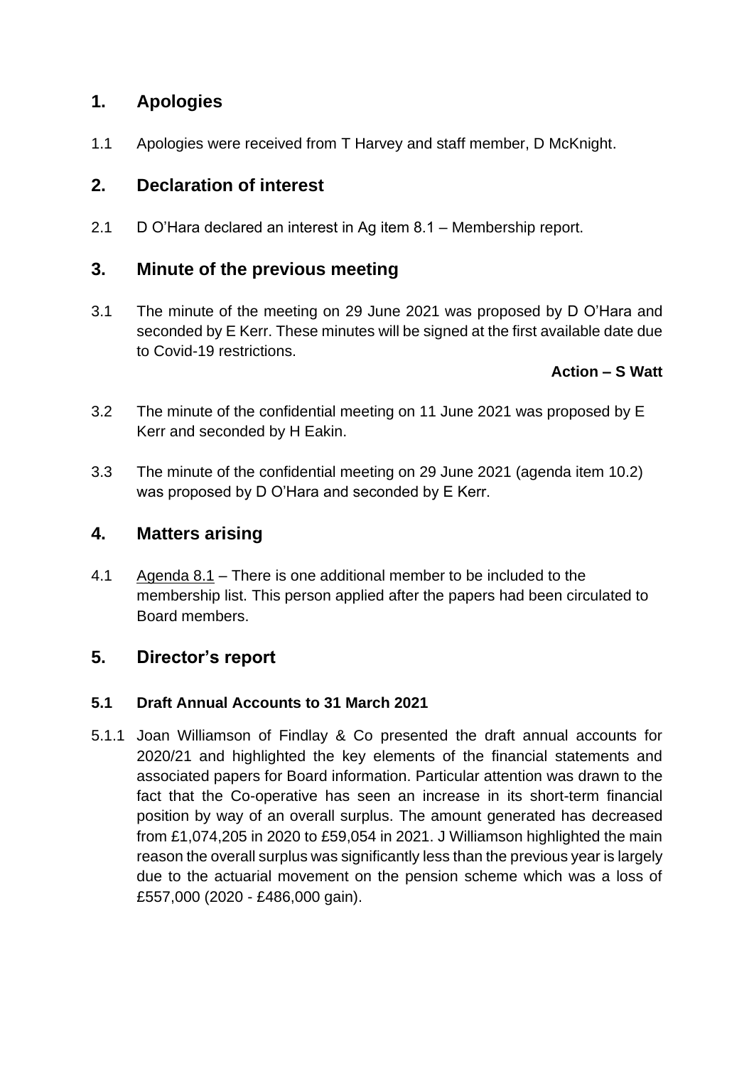## 1. Apologies

1.1 Apologies were received from T Harvey and staff member, D McKnight.

## 2. Declaration of interest

2.1 D O'Hara declared an interest in Ag item 8.1 – Membership report.

## 3. Minute of the previous meeting

3.1 The minute of the meeting on 29 June 2021 was proposed by D O'Hara and seconded by E Kerr. These minutes will be signed at the first available date due to Covid-19 restrictions.

**Action – S Watt**

3.2 The minute of the confidential meeting on 11 June 2021 was proposed by E Kerr and seconded by H Eakin.

3.3 The minute of the confidential meeting on 29 June 2021 (agenda item 10.2) was proposed by D O'Hara and seconded by E Kerr.

## 4. Matters arising

4.1 Agenda 8.1 – There is one additional member to be included to the membership list. This person applied after the papers had been circulated to Board members.

## 5. Director's report

### 5.1 Draft Annual Accounts to 31 March 2021

5.1.1 Joan Williamson of Findlay & Co presented the draft annual accounts for 2020/21 and highlighted the key elements of the financial statements and associated papers for Board information. Particular attention was drawn to the fact that the Co-operative has seen an increase in its short-term financial position by way of an overall surplus. The amount generated has decreased from £1,074,205 in 2020 to £59,054 in 2021. J Williamson highlighted the main reason the overall surplus was significantly less than the previous year is largely due to the actuarial movement on the pension scheme which was a loss of £557,000 (2020 - £486,000 gain).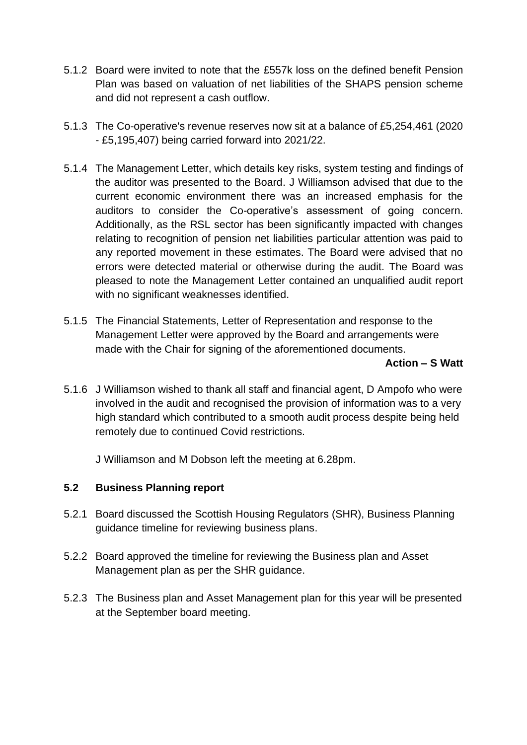5.1.2 Board were invited to note that the £557k loss on the defined benefit Pension Plan was based on valuation of net liabilities of the SHAPS pension scheme and did not represent a cash outflow.

5.1.3 The Co-operative's revenue reserves now sit at a balance of £5,254,461 (2020 - £5,195,407) being carried forward into 2021/22.

5.1.4 The Management Letter, which details key risks, system testing and findings of the auditor was presented to the Board. J Williamson advised that due to the current economic environment there was an increased emphasis for the auditors to consider the Co-operative's assessment of going concern. Additionally, as the RSL sector has been significantly impacted with changes relating to recognition of pension net liabilities particular attention was paid to any reported movement in these estimates. The Board were advised that no errors were detected material or otherwise during the audit. The Board was pleased to note the Management Letter contained an unqualified audit report with no significant weaknesses identified.

5.1.5 The Financial Statements, Letter of Representation and response to the Management Letter were approved by the Board and arrangements were made with the Chair for signing of the aforementioned documents.

**Action – S Watt**

5.1.6 J Williamson wished to thank all staff and financial agent, D Ampofo who were involved in the audit and recognised the provision of information was to a very high standard which contributed to a smooth audit process despite being held remotely due to continued Covid restrictions.

J Williamson and M Dobson left the meeting at 6.28pm.

### 5.2 Business Planning report

5.2.1 Board discussed the Scottish Housing Regulators (SHR), Business Planning guidance timeline for reviewing business plans.

5.2.2 Board approved the timeline for reviewing the Business plan and Asset Management plan as per the SHR guidance.

5.2.3 The Business plan and Asset Management plan for this year will be presented at the September board meeting.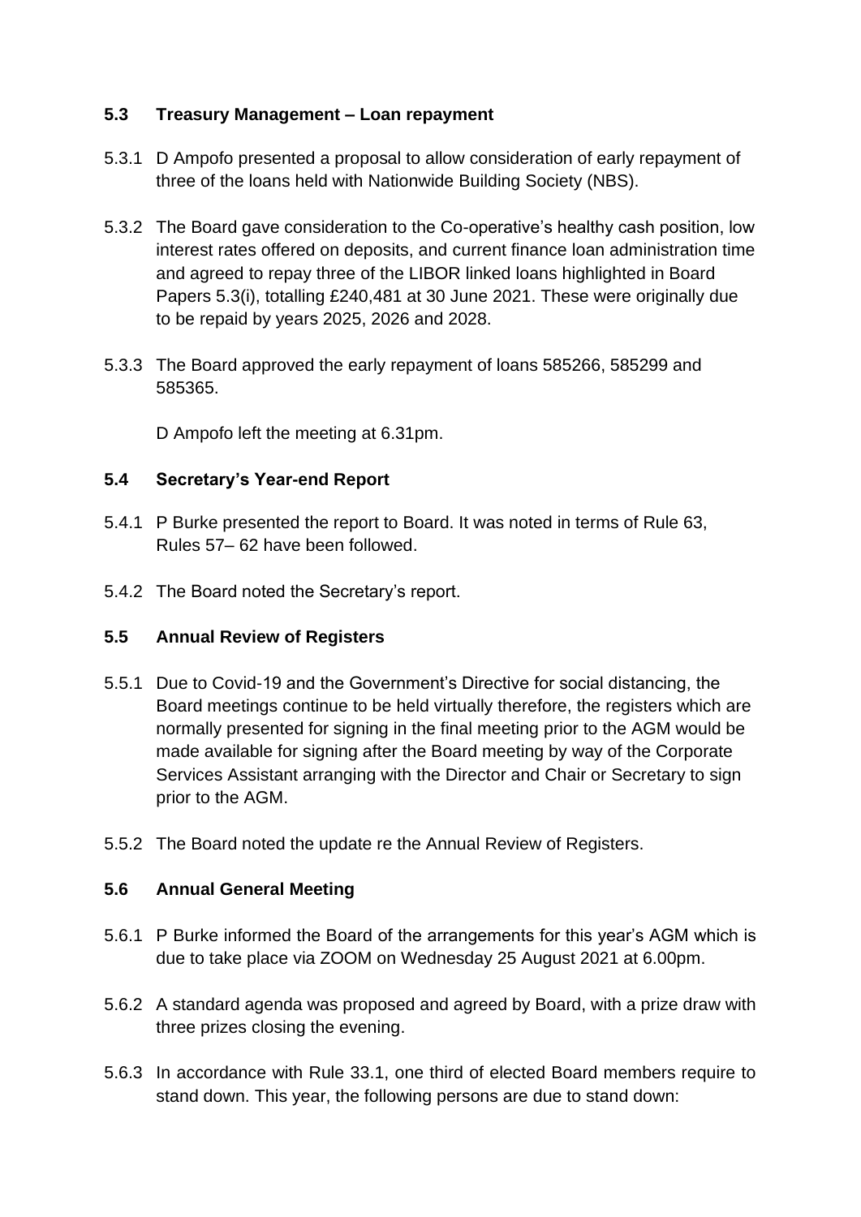### 5.3 Treasury Management – Loan repayment

5.3.1 D Ampofo presented a proposal to allow consideration of early repayment of three of the loans held with Nationwide Building Society (NBS).

5.3.2 The Board gave consideration to the Co-operative's healthy cash position, low interest rates offered on deposits, and current finance loan administration time and agreed to repay three of the LIBOR linked loans highlighted in Board Papers 5.3(i), totalling £240,481 at 30 June 2021. These were originally due to be repaid by years 2025, 2026 and 2028.

5.3.3 The Board approved the early repayment of loans 585266, 585299 and 585365.

D Ampofo left the meeting at 6.31pm.

### 5.4 Secretary's Year-end Report

5.4.1 P Burke presented the report to Board. It was noted in terms of Rule 63, Rules 57– 62 have been followed.

5.4.2 The Board noted the Secretary's report.

### 5.5 Annual Review of Registers

5.5.1 Due to Covid-19 and the Government's Directive for social distancing, the Board meetings continue to be held virtually therefore, the registers which are normally presented for signing in the final meeting prior to the AGM would be made available for signing after the Board meeting by way of the Corporate Services Assistant arranging with the Director and Chair or Secretary to sign prior to the AGM.

5.5.2 The Board noted the update re the Annual Review of Registers.

### 5.6 Annual General Meeting

5.6.1 P Burke informed the Board of the arrangements for this year's AGM which is due to take place via ZOOM on Wednesday 25 August 2021 at 6.00pm.

5.6.2 A standard agenda was proposed and agreed by Board, with a prize draw with three prizes closing the evening.

5.6.3 In accordance with Rule 33.1, one third of elected Board members require to stand down. This year, the following persons are due to stand down: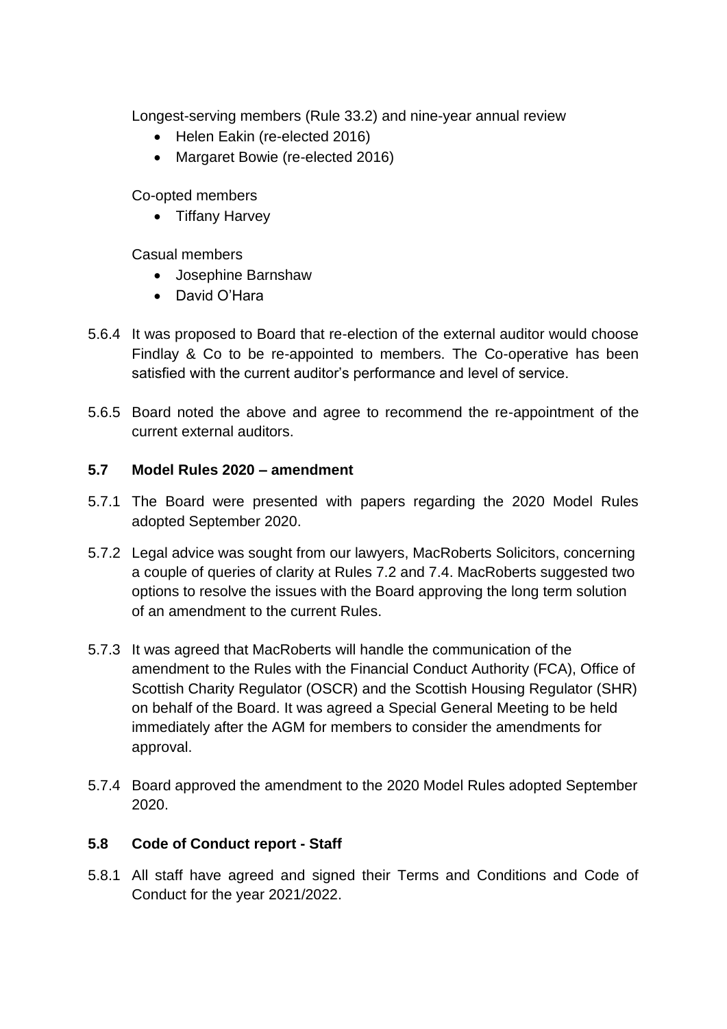Longest-serving members (Rule 33.2) and nine-year annual review

- Helen Eakin (re-elected 2016)
- Margaret Bowie (re-elected 2016)

Co-opted members

- Tiffany Harvey

Casual members

- Josephine Barnshaw
- David O'Hara

5.6.4 It was proposed to Board that re-election of the external auditor would choose Findlay & Co to be re-appointed to members. The Co-operative has been satisfied with the current auditor's performance and level of service.

5.6.5 Board noted the above and agree to recommend the re-appointment of the current external auditors.

**5.7 Model Rules 2020 – amendment**

5.7.1 The Board were presented with papers regarding the 2020 Model Rules adopted September 2020.

5.7.2 Legal advice was sought from our lawyers, MacRoberts Solicitors, concerning a couple of queries of clarity at Rules 7.2 and 7.4. MacRoberts suggested two options to resolve the issues with the Board approving the long term solution of an amendment to the current Rules.

5.7.3 It was agreed that MacRoberts will handle the communication of the amendment to the Rules with the Financial Conduct Authority (FCA), Office of Scottish Charity Regulator (OSCR) and the Scottish Housing Regulator (SHR) on behalf of the Board. It was agreed a Special General Meeting to be held immediately after the AGM for members to consider the amendments for approval.

5.7.4 Board approved the amendment to the 2020 Model Rules adopted September 2020.

**5.8 Code of Conduct report - Staff**

5.8.1 All staff have agreed and signed their Terms and Conditions and Code of Conduct for the year 2021/2022.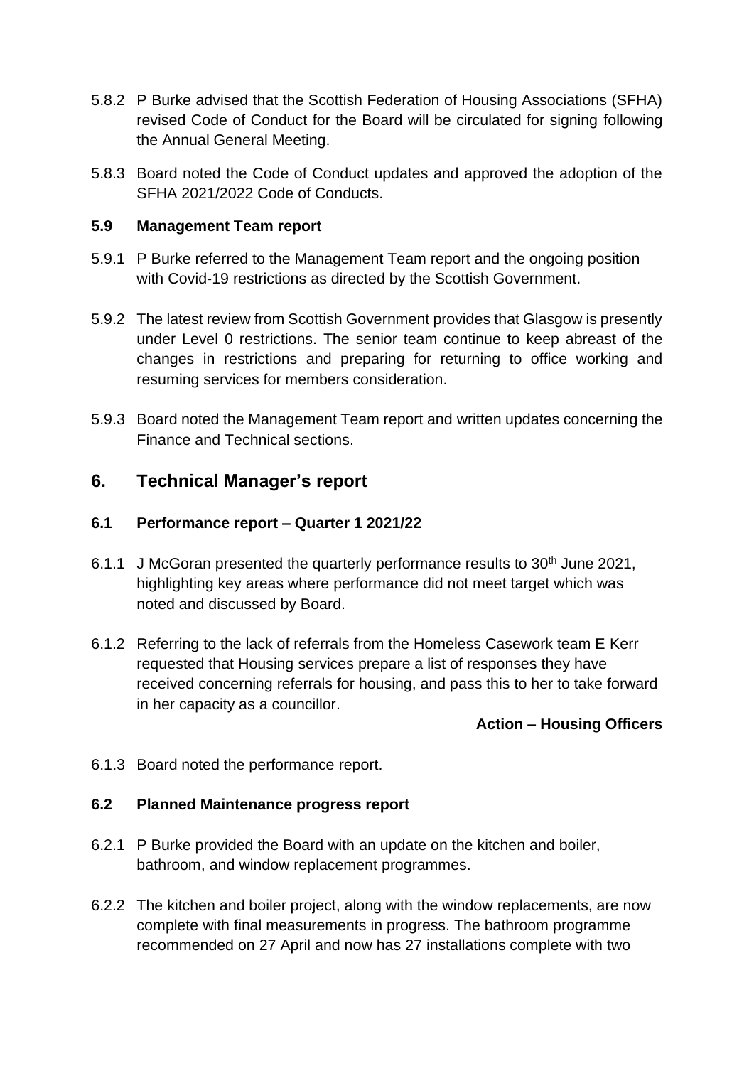5.8.2 P Burke advised that the Scottish Federation of Housing Associations (SFHA) revised Code of Conduct for the Board will be circulated for signing following the Annual General Meeting.

5.8.3 Board noted the Code of Conduct updates and approved the adoption of the SFHA 2021/2022 Code of Conducts.

### 5.9 Management Team report

5.9.1 P Burke referred to the Management Team report and the ongoing position with Covid-19 restrictions as directed by the Scottish Government.

5.9.2 The latest review from Scottish Government provides that Glasgow is presently under Level 0 restrictions. The senior team continue to keep abreast of the changes in restrictions and preparing for returning to office working and resuming services for members consideration.

5.9.3 Board noted the Management Team report and written updates concerning the Finance and Technical sections.

## 6. Technical Manager's report

### 6.1 Performance report – Quarter 1 2021/22

6.1.1 J McGoran presented the quarterly performance results to 30th June 2021, highlighting key areas where performance did not meet target which was noted and discussed by Board.

6.1.2 Referring to the lack of referrals from the Homeless Casework team E Kerr requested that Housing services prepare a list of responses they have received concerning referrals for housing, and pass this to her to take forward in her capacity as a councillor.

**Action – Housing Officers**

6.1.3 Board noted the performance report.

### 6.2 Planned Maintenance progress report

6.2.1 P Burke provided the Board with an update on the kitchen and boiler, bathroom, and window replacement programmes.

6.2.2 The kitchen and boiler project, along with the window replacements, are now complete with final measurements in progress. The bathroom programme recommended on 27 April and now has 27 installations complete with two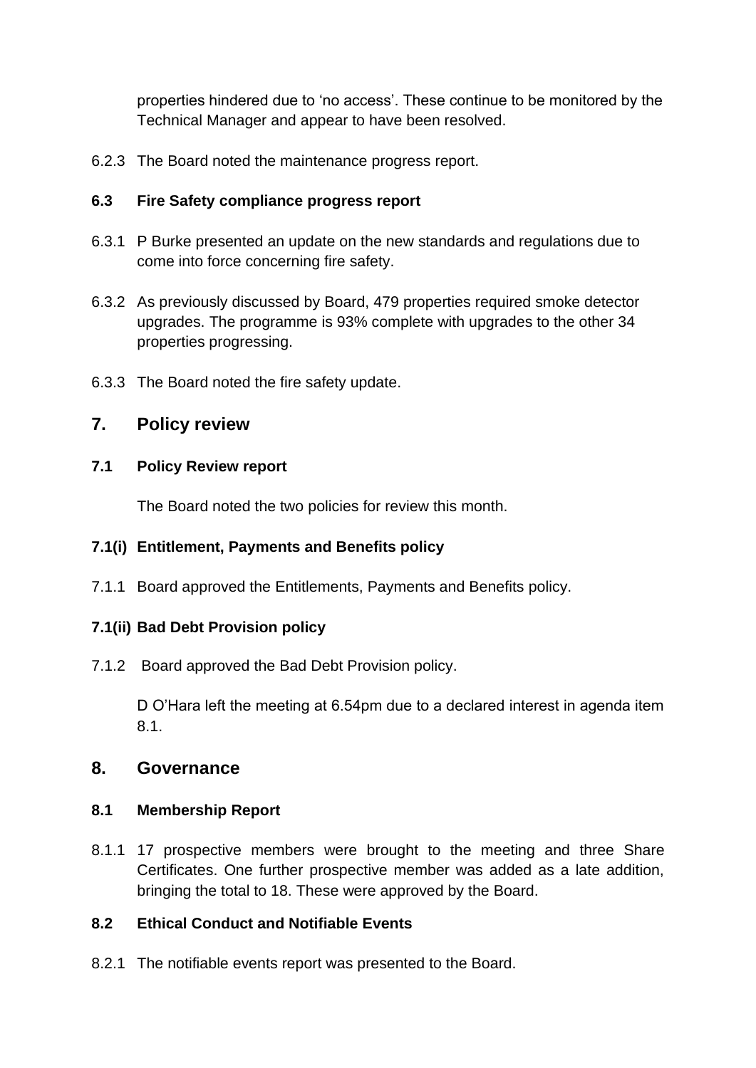properties hindered due to 'no access'. These continue to be monitored by the Technical Manager and appear to have been resolved.

6.2.3 The Board noted the maintenance progress report.

### 6.3 Fire Safety compliance progress report

6.3.1 P Burke presented an update on the new standards and regulations due to come into force concerning fire safety.

6.3.2 As previously discussed by Board, 479 properties required smoke detector upgrades. The programme is 93% complete with upgrades to the other 34 properties progressing.

6.3.3 The Board noted the fire safety update.

## 7. Policy review

### 7.1 Policy Review report

The Board noted the two policies for review this month.

### 7.1(i) Entitlement, Payments and Benefits policy

7.1.1 Board approved the Entitlements, Payments and Benefits policy.

### 7.1(ii) Bad Debt Provision policy

7.1.2 Board approved the Bad Debt Provision policy.

D O'Hara left the meeting at 6.54pm due to a declared interest in agenda item 8.1.

## 8. Governance

### 8.1 Membership Report

8.1.1 17 prospective members were brought to the meeting and three Share Certificates. One further prospective member was added as a late addition, bringing the total to 18. These were approved by the Board.

### 8.2 Ethical Conduct and Notifiable Events

8.2.1 The notifiable events report was presented to the Board.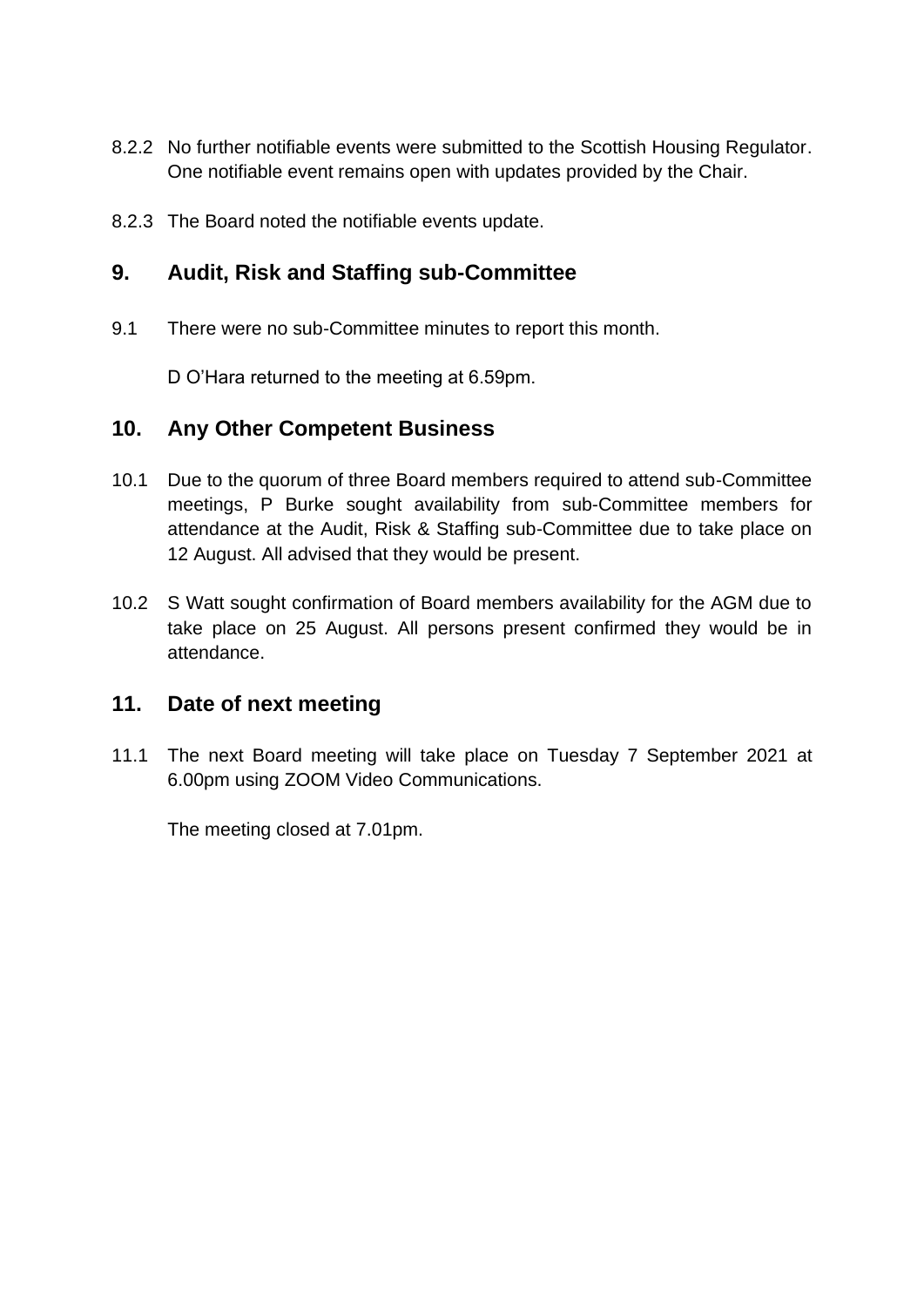8.2.2 No further notifiable events were submitted to the Scottish Housing Regulator. One notifiable event remains open with updates provided by the Chair.

8.2.3 The Board noted the notifiable events update.

## 9. Audit, Risk and Staffing sub-Committee

9.1 There were no sub-Committee minutes to report this month.

D O'Hara returned to the meeting at 6.59pm.

## 10. Any Other Competent Business

10.1 Due to the quorum of three Board members required to attend sub-Committee meetings, P Burke sought availability from sub-Committee members for attendance at the Audit, Risk & Staffing sub-Committee due to take place on 12 August. All advised that they would be present.

10.2 S Watt sought confirmation of Board members availability for the AGM due to take place on 25 August. All persons present confirmed they would be in attendance.

## 11. Date of next meeting

11.1 The next Board meeting will take place on Tuesday 7 September 2021 at 6.00pm using ZOOM Video Communications.

The meeting closed at 7.01pm.